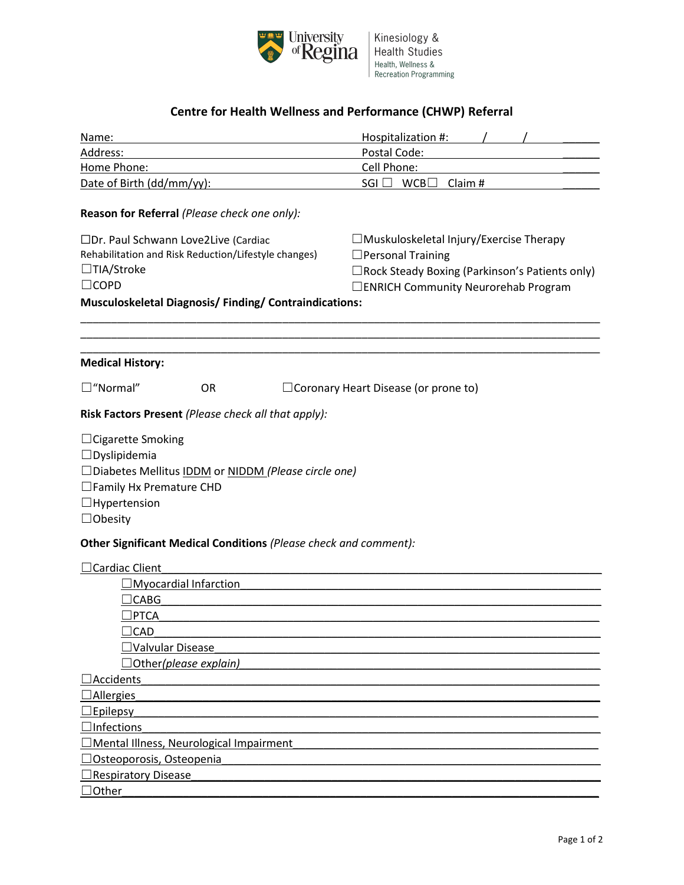University of Regina | Kinesiology & Health Studies
Health, Wellness & Recreation Programming

## Centre for Health Wellness and Performance (CHWP) Referral

Name: ______________________________ Hospitalization #: ____/____/____ ______

Address: ______________________________ Postal Code: ______________________

Home Phone: __________________________ Cell Phone: ______________________

Date of Birth (dd/mm/yy): _______________ SGI ☐ WCB☐ Claim # ______________

**Reason for Referral** *(Please check one only)*:

☐Dr. Paul Schwann Love2Live (Cardiac Rehabilitation and Risk Reduction/Lifestyle changes)

☐TIA/Stroke

☐COPD

☐Muskuloskeletal Injury/Exercise Therapy

☐Personal Training

☐Rock Steady Boxing (Parkinson's Patients only)

☐ENRICH Community Neurorehab Program

**Musculoskeletal Diagnosis/ Finding/ Contraindications:**

______________________________________________________________________________

______________________________________________________________________________

______________________________________________________________________________

**Medical History:**

☐"Normal" OR ☐Coronary Heart Disease (or prone to)

**Risk Factors Present** *(Please check all that apply)*:

☐Cigarette Smoking

☐Dyslipidemia

☐Diabetes Mellitus IDDM or NIDDM *(Please circle one)*

☐Family Hx Premature CHD

☐Hypertension

☐Obesity

**Other Significant Medical Conditions** *(Please check and comment)*:

☐Cardiac Client______________________________________________________________

- ☐Myocardial Infarction_______________________________________________________
- ☐CABG____________________________________________________________________
- ☐PTCA____________________________________________________________________
- ☐CAD_____________________________________________________________________
- ☐Valvular Disease__________________________________________________________
- ☐Other*(please explain)*______________________________________________________

☐Accidents__________________________________________________________________

☐Allergies___________________________________________________________________

☐Epilepsy___________________________________________________________________

☐Infections__________________________________________________________________

☐Mental Illness, Neurological Impairment_______________________________________

☐Osteoporosis, Osteopenia____________________________________________________

☐Respiratory Disease_________________________________________________________

☐Other______________________________________________________________________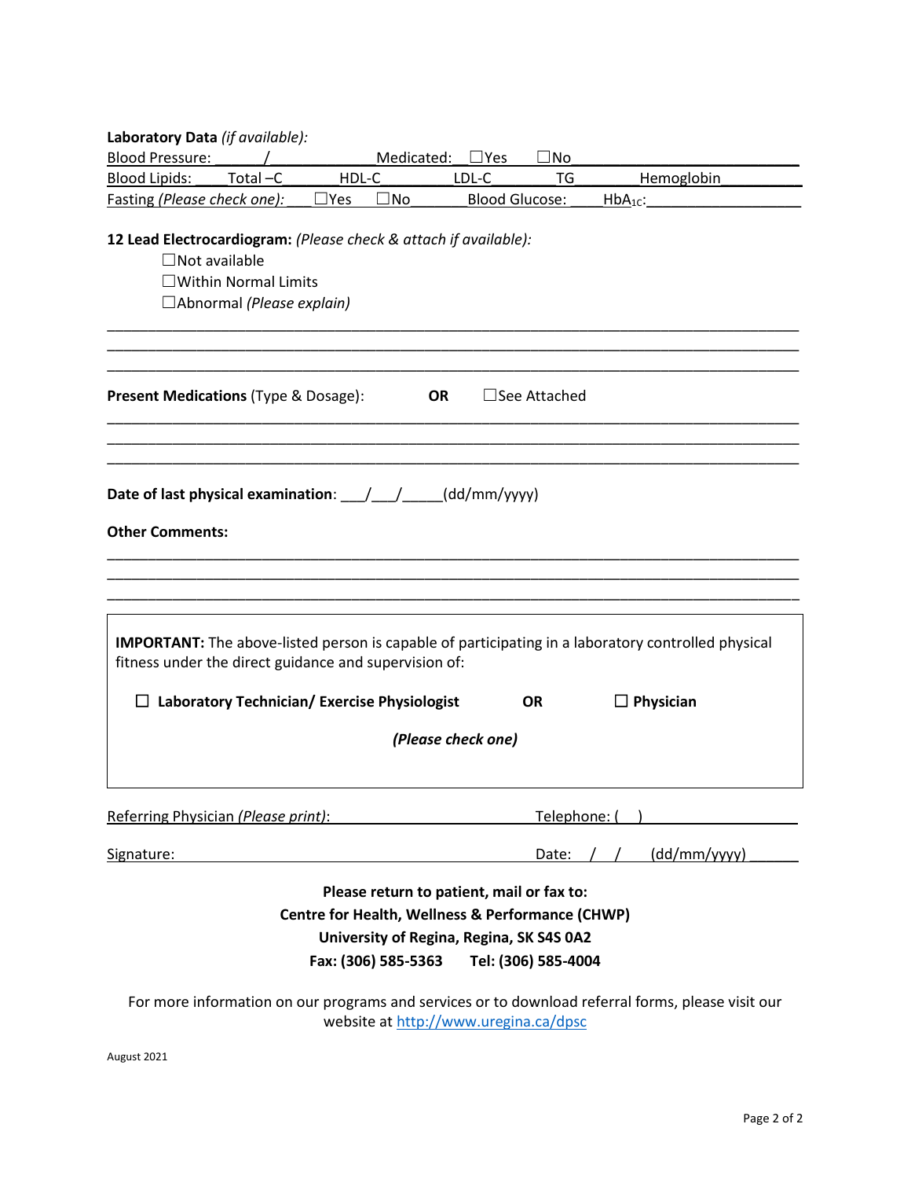**Laboratory Data** *(if available)*:

Blood Pressure: ______/ ____________ Medicated: ☐Yes ☐No

Blood Lipids: Total –C ______ HDL-C ______ LDL-C ______ TG ______ Hemoglobin ______

Fasting *(Please check one)*: ☐Yes ☐No Blood Glucose: ______ $HbA_{1C}$: ______

**12 Lead Electrocardiogram:** *(Please check & attach if available)*:

☐Not available

☐Within Normal Limits

☐Abnormal *(Please explain)*

_______________________________________________________________________________

_______________________________________________________________________________

_______________________________________________________________________________

**Present Medications** (Type & Dosage): **OR** ☐See Attached

_______________________________________________________________________________

_______________________________________________________________________________

_______________________________________________________________________________

**Date of last physical examination**: ___/___/_____(dd/mm/yyyy)

**Other Comments:**

_______________________________________________________________________________

_______________________________________________________________________________

_______________________________________________________________________________

**IMPORTANT:** The above-listed person is capable of participating in a laboratory controlled physical fitness under the direct guidance and supervision of:

☐ **Laboratory Technician/ Exercise Physiologist** **OR** ☐ **Physician**

***(Please check one)***

Referring Physician *(Please print)*: ______________________ Telephone: ( ) ______________

Signature: ______________________ Date: / / (dd/mm/yyyy) ______

**Please return to patient, mail or fax to:**
**Centre for Health, Wellness & Performance (CHWP)**
**University of Regina, Regina, SK S4S 0A2**
**Fax: (306) 585-5363 Tel: (306) 585-4004**

For more information on our programs and services or to download referral forms, please visit our website at http://www.uregina.ca/dpsc

August 2021